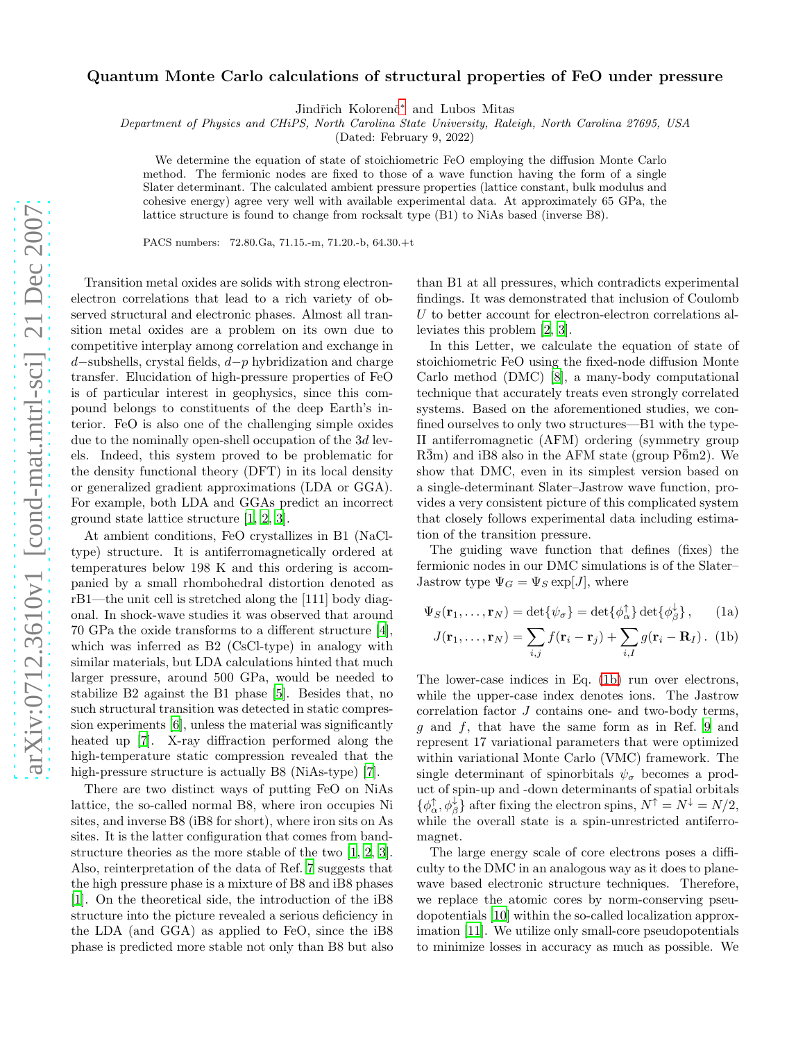# Quantum Monte Carlo calculations of structural properties of FeO under pressure

Jindřich Kolorenč[*] and Lubos Mitas

*Department of Physics and CHiPS, North Carolina State University, Raleigh, North Carolina 27695, USA*

(Dated: February 9, 2022)

We determine the equation of state of stoichiometric FeO employing the diffusion Monte Carlo method. The fermionic nodes are fixed to those of a wave function having the form of a single Slater determinant. The calculated ambient pressure properties (lattice constant, bulk modulus and cohesive energy) agree very well with available experimental data. At approximately 65 GPa, the lattice structure is found to change from rocksalt type (B1) to NiAs based (inverse B8).

PACS numbers: 72.80.Ga, 71.15.-m, 71.20.-b, 64.30.+t

Transition metal oxides are solids with strong electron-electron correlations that lead to a rich variety of observed structural and electronic phases. Almost all transition metal oxides are a problem on its own due to competitive interplay among correlation and exchange in $d-$subshells, crystal fields, $d-p$ hybridization and charge transfer. Elucidation of high-pressure properties of FeO is of particular interest in geophysics, since this compound belongs to constituents of the deep Earth's interior. FeO is also one of the challenging simple oxides due to the nominally open-shell occupation of the $3d$ levels. Indeed, this system proved to be problematic for the density functional theory (DFT) in its local density or generalized gradient approximations (LDA or GGA). For example, both LDA and GGAs predict an incorrect ground state lattice structure [1, 2, 3].

At ambient conditions, FeO crystallizes in B1 (NaCl-type) structure. It is antiferromagnetically ordered at temperatures below 198 K and this ordering is accompanied by a small rhombohedral distortion denoted as rB1—the unit cell is stretched along the [111] body diagonal. In shock-wave studies it was observed that around 70 GPa the oxide transforms to a different structure [4], which was inferred as B2 (CsCl-type) in analogy with similar materials, but LDA calculations hinted that much larger pressure, around 500 GPa, would be needed to stabilize B2 against the B1 phase [5]. Besides that, no such structural transition was detected in static compression experiments [6], unless the material was significantly heated up [7]. X-ray diffraction performed along the high-temperature static compression revealed that the high-pressure structure is actually B8 (NiAs-type) [7].

There are two distinct ways of putting FeO on NiAs lattice, the so-called normal B8, where iron occupies Ni sites, and inverse B8 (iB8 for short), where iron sits on As sites. It is the latter configuration that comes from band-structure theories as the more stable of the two [1, 2, 3]. Also, reinterpretation of the data of Ref. 7 suggests that the high pressure phase is a mixture of B8 and iB8 phases [1]. On the theoretical side, the introduction of the iB8 structure into the picture revealed a serious deficiency in the LDA (and GGA) as applied to FeO, since the iB8 phase is predicted more stable not only than B8 but also than B1 at all pressures, which contradicts experimental findings. It was demonstrated that inclusion of Coulomb $U$ to better account for electron-electron correlations alleviates this problem [2, 3].

In this Letter, we calculate the equation of state of stoichiometric FeO using the fixed-node diffusion Monte Carlo method (DMC) [8], a many-body computational technique that accurately treats even strongly correlated systems. Based on the aforementioned studies, we confined ourselves to only two structures—B1 with the type-II antiferromagnetic (AFM) ordering (symmetry group $R\bar{3}m$) and iB8 also in the AFM state (group $P\bar{6}m2$). We show that DMC, even in its simplest version based on a single-determinant Slater–Jastrow wave function, provides a very consistent picture of this complicated system that closely follows experimental data including estimation of the transition pressure.

The guiding wave function that defines (fixes) the fermionic nodes in our DMC simulations is of the Slater–Jastrow type $\Psi_G = \Psi_S \exp[J]$, where

$$\Psi_S(\mathbf{r}_1, \ldots, \mathbf{r}_N) = \det\{\psi_\sigma\} = \det\{\phi_\alpha^\uparrow\}\det\{\phi_\beta^\downarrow\}, \tag{1a}$$

$$J(\mathbf{r}_1, \ldots, \mathbf{r}_N) = \sum_{i,j} f(\mathbf{r}_i - \mathbf{r}_j) + \sum_{i,I} g(\mathbf{r}_i - \mathbf{R}_I). \tag{1b}$$

The lower-case indices in Eq. (1b) run over electrons, while the upper-case index denotes ions. The Jastrow correlation factor $J$ contains one- and two-body terms, $g$ and $f$, that have the same form as in Ref. 9 and represent 17 variational parameters that were optimized within variational Monte Carlo (VMC) framework. The single determinant of spinorbitals $\psi_\sigma$ becomes a product of spin-up and -down determinants of spatial orbitals $\{\phi_\alpha^\uparrow, \phi_\beta^\downarrow\}$ after fixing the electron spins, $N^\uparrow = N^\downarrow = N/2$, while the overall state is a spin-unrestricted antiferromagnet.

The large energy scale of core electrons poses a difficulty to the DMC in an analogous way as it does to plane-wave based electronic structure techniques. Therefore, we replace the atomic cores by norm-conserving pseudopotentials [10] within the so-called localization approximation [11]. We utilize only small-core pseudopotentials to minimize losses in accuracy as much as possible. We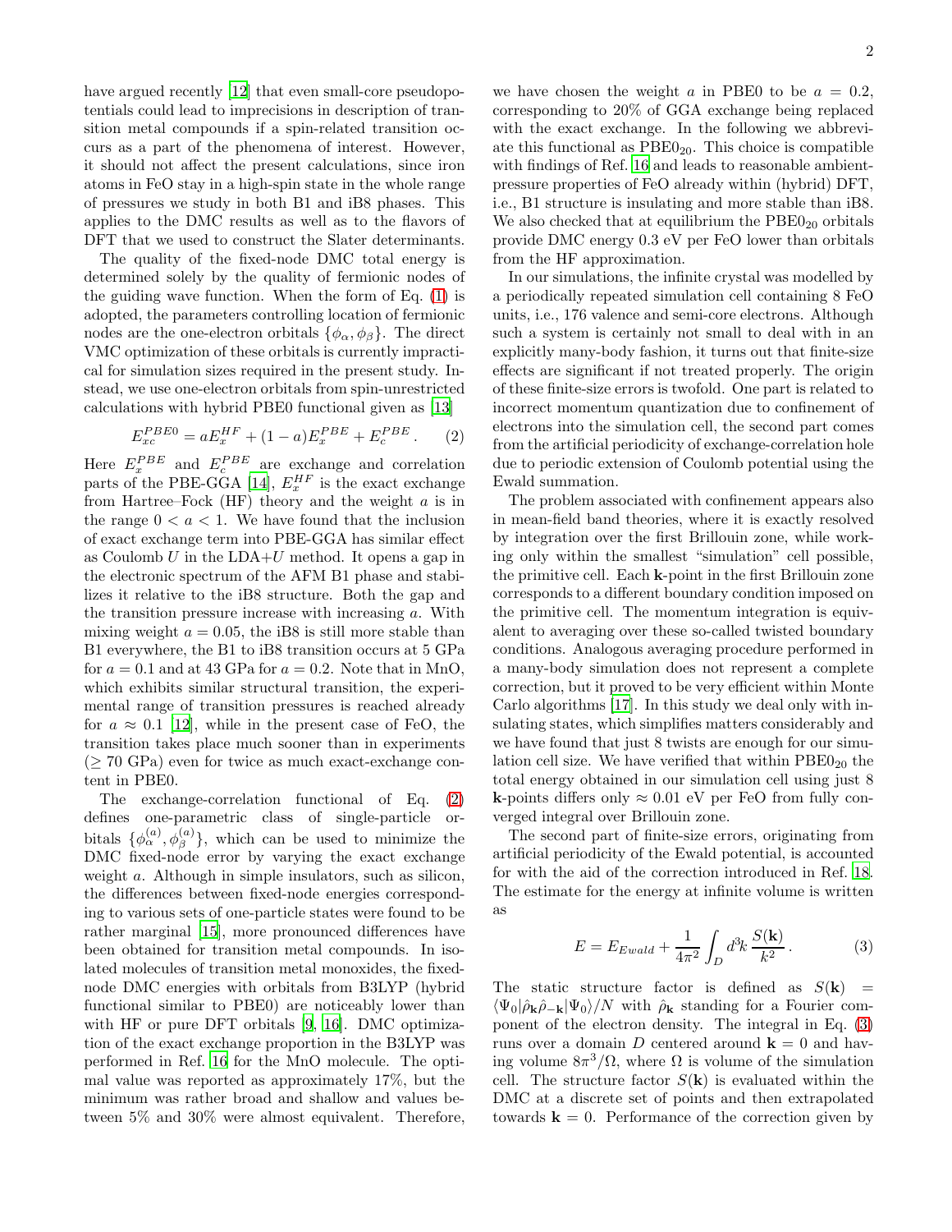have argued recently [12] that even small-core pseudopotentials could lead to imprecisions in description of transition metal compounds if a spin-related transition occurs as a part of the phenomena of interest. However, it should not affect the present calculations, since iron atoms in FeO stay in a high-spin state in the whole range of pressures we study in both B1 and iB8 phases. This applies to the DMC results as well as to the flavors of DFT that we used to construct the Slater determinants.

The quality of the fixed-node DMC total energy is determined solely by the quality of fermionic nodes of the guiding wave function. When the form of Eq. (1) is adopted, the parameters controlling location of fermionic nodes are the one-electron orbitals $\{\phi_\alpha, \phi_\beta\}$. The direct VMC optimization of these orbitals is currently impractical for simulation sizes required in the present study. Instead, we use one-electron orbitals from spin-unrestricted calculations with hybrid PBE0 functional given as [13]

$$E_{xc}^{PBE0} = aE_x^{HF} + (1-a)E_x^{PBE} + E_c^{PBE}\,. \qquad (2)$$

Here $E_x^{PBE}$ and $E_c^{PBE}$ are exchange and correlation parts of the PBE-GGA [14], $E_x^{HF}$ is the exact exchange from Hartree–Fock (HF) theory and the weight $a$ is in the range $0 < a < 1$. We have found that the inclusion of exact exchange term into PBE-GGA has similar effect as Coulomb $U$ in the LDA+$U$ method. It opens a gap in the electronic spectrum of the AFM B1 phase and stabilizes it relative to the iB8 structure. Both the gap and the transition pressure increase with increasing $a$. With mixing weight $a = 0.05$, the iB8 is still more stable than B1 everywhere, the B1 to iB8 transition occurs at 5 GPa for $a = 0.1$ and at 43 GPa for $a = 0.2$. Note that in MnO, which exhibits similar structural transition, the experimental range of transition pressures is reached already for $a \approx 0.1$ [12], while in the present case of FeO, the transition takes place much sooner than in experiments ($\geq 70$ GPa) even for twice as much exact-exchange content in PBE0.

The exchange-correlation functional of Eq. (2) defines one-parametric class of single-particle orbitals $\{\phi_\alpha^{(a)}, \phi_\beta^{(a)}\}$, which can be used to minimize the DMC fixed-node error by varying the exact exchange weight $a$. Although in simple insulators, such as silicon, the differences between fixed-node energies corresponding to various sets of one-particle states were found to be rather marginal [15], more pronounced differences have been obtained for transition metal compounds. In isolated molecules of transition metal monoxides, the fixed-node DMC energies with orbitals from B3LYP (hybrid functional similar to PBE0) are noticeably lower than with HF or pure DFT orbitals [9, 16]. DMC optimization of the exact exchange proportion in the B3LYP was performed in Ref. [16] for the MnO molecule. The optimal value was reported as approximately 17%, but the minimum was rather broad and shallow and values between 5% and 30% were almost equivalent. Therefore, we have chosen the weight $a$ in PBE0 to be $a = 0.2$, corresponding to 20% of GGA exchange being replaced with the exact exchange. In the following we abbreviate this functional as PBE0$_{20}$. This choice is compatible with findings of Ref. [16] and leads to reasonable ambient-pressure properties of FeO already within (hybrid) DFT, i.e., B1 structure is insulating and more stable than iB8. We also checked that at equilibrium the PBE0$_{20}$ orbitals provide DMC energy 0.3 eV per FeO lower than orbitals from the HF approximation.

In our simulations, the infinite crystal was modelled by a periodically repeated simulation cell containing 8 FeO units, i.e., 176 valence and semi-core electrons. Although such a system is certainly not small to deal with in an explicitly many-body fashion, it turns out that finite-size effects are significant if not treated properly. The origin of these finite-size errors is twofold. One part is related to incorrect momentum quantization due to confinement of electrons into the simulation cell, the second part comes from the artificial periodicity of exchange-correlation hole due to periodic extension of Coulomb potential using the Ewald summation.

The problem associated with confinement appears also in mean-field band theories, where it is exactly resolved by integration over the first Brillouin zone, while working only within the smallest "simulation" cell possible, the primitive cell. Each **k**-point in the first Brillouin zone corresponds to a different boundary condition imposed on the primitive cell. The momentum integration is equivalent to averaging over these so-called twisted boundary conditions. Analogous averaging procedure performed in a many-body simulation does not represent a complete correction, but it proved to be very efficient within Monte Carlo algorithms [17]. In this study we deal only with insulating states, which simplifies matters considerably and we have found that just 8 twists are enough for our simulation cell size. We have verified that within PBE0$_{20}$ the total energy obtained in our simulation cell using just 8 **k**-points differs only $\approx 0.01$ eV per FeO from fully converged integral over Brillouin zone.

The second part of finite-size errors, originating from artificial periodicity of the Ewald potential, is accounted for with the aid of the correction introduced in Ref. 18. The estimate for the energy at infinite volume is written as

$$E = E_{Ewald} + \frac{1}{4\pi^2}\int_D d^3k\,\frac{S(\mathbf{k})}{k^2}\,. \qquad (3)$$

The static structure factor is defined as $S(\mathbf{k}) = \langle\Psi_0|\hat\rho_{\mathbf{k}}\hat\rho_{-\mathbf{k}}|\Psi_0\rangle/N$ with $\hat\rho_{\mathbf{k}}$ standing for a Fourier component of the electron density. The integral in Eq. (3) runs over a domain $D$ centered around $\mathbf{k} = 0$ and having volume $8\pi^3/\Omega$, where $\Omega$ is volume of the simulation cell. The structure factor $S(\mathbf{k})$ is evaluated within the DMC at a discrete set of points and then extrapolated towards $\mathbf{k} = 0$. Performance of the correction given by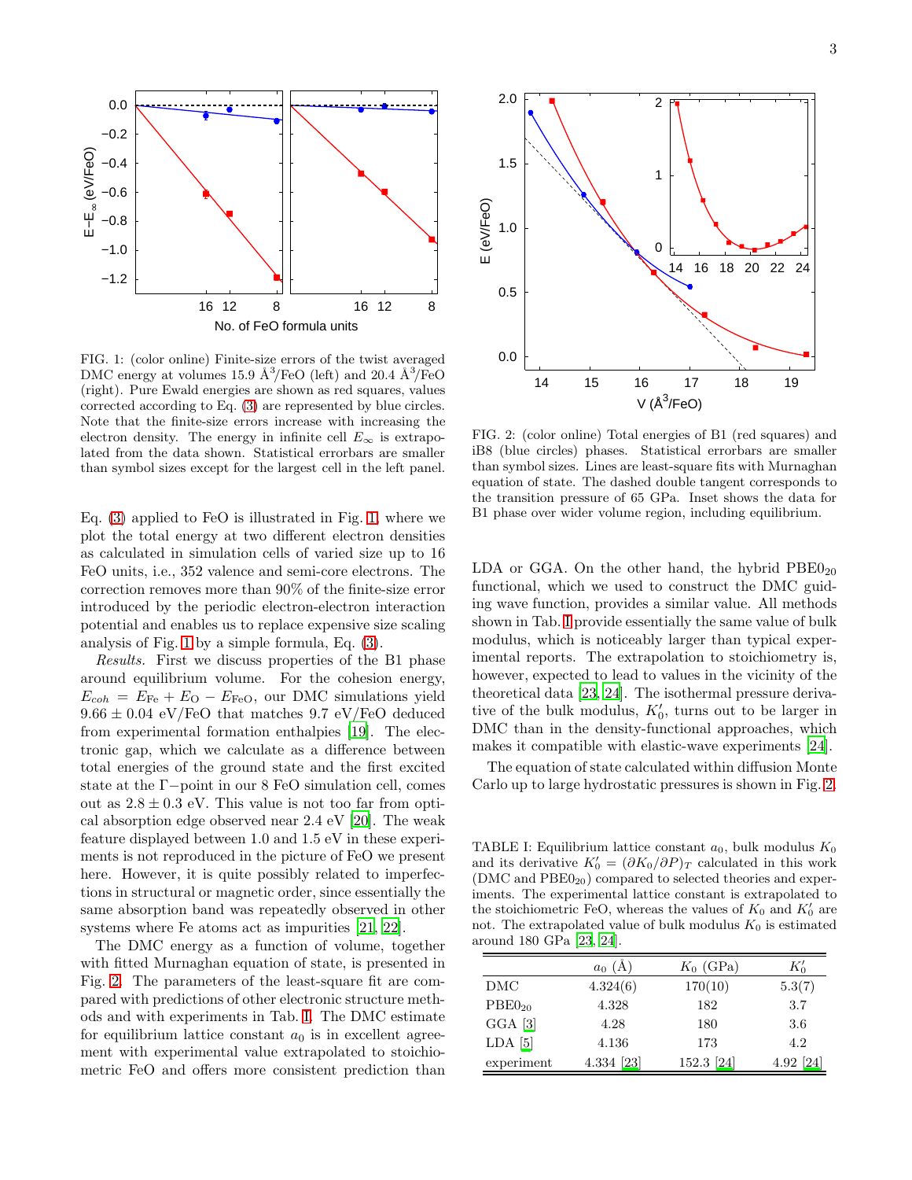FIG. 1: (color online) Finite-size errors of the twist averaged DMC energy at volumes 15.9 Å$^3$/FeO (left) and 20.4 Å$^3$/FeO (right). Pure Ewald energies are shown as red squares, values corrected according to Eq. (3) are represented by blue circles. Note that the finite-size errors increase with increasing the electron density. The energy in infinite cell $E_\infty$ is extrapolated from the data shown. Statistical errorbars are smaller than symbol sizes except for the largest cell in the left panel.

Eq. (3) applied to FeO is illustrated in Fig. 1, where we plot the total energy at two different electron densities as calculated in simulation cells of varied size up to 16 FeO units, i.e., 352 valence and semi-core electrons. The correction removes more than 90% of the finite-size error introduced by the periodic electron-electron interaction potential and enables us to replace expensive size scaling analysis of Fig. 1 by a simple formula, Eq. (3).

*Results.* First we discuss properties of the B1 phase around equilibrium volume. For the cohesion energy, $E_{coh} = E_{\mathrm{Fe}} + E_{\mathrm{O}} - E_{\mathrm{FeO}}$, our DMC simulations yield $9.66 \pm 0.04$ eV/FeO that matches 9.7 eV/FeO deduced from experimental formation enthalpies [19]. The electronic gap, which we calculate as a difference between total energies of the ground state and the first excited state at the $\Gamma-$point in our 8 FeO simulation cell, comes out as $2.8 \pm 0.3$ eV. This value is not too far from optical absorption edge observed near 2.4 eV [20]. The weak feature displayed between 1.0 and 1.5 eV in these experiments is not reproduced in the picture of FeO we present here. However, it is quite possibly related to imperfections in structural or magnetic order, since essentially the same absorption band was repeatedly observed in other systems where Fe atoms act as impurities [21, 22].

The DMC energy as a function of volume, together with fitted Murnaghan equation of state, is presented in Fig. 2. The parameters of the least-square fit are compared with predictions of other electronic structure methods and with experiments in Tab. I. The DMC estimate for equilibrium lattice constant $a_0$ is in excellent agreement with experimental value extrapolated to stoichiometric FeO and offers more consistent prediction than LDA or GGA. On the other hand, the hybrid PBE0$_{20}$ functional, which we used to construct the DMC guiding wave function, provides a similar value. All methods shown in Tab. I provide essentially the same value of bulk modulus, which is noticeably larger than typical experimental reports. The extrapolation to stoichiometry is, however, expected to lead to values in the vicinity of the theoretical data [23, 24]. The isothermal pressure derivative of the bulk modulus, $K_0'$, turns out to be larger in DMC than in the density-functional approaches, which makes it compatible with elastic-wave experiments [24].

The equation of state calculated within diffusion Monte Carlo up to large hydrostatic pressures is shown in Fig. 2.

FIG. 2: (color online) Total energies of B1 (red squares) and iB8 (blue circles) phases. Statistical errorbars are smaller than symbol sizes. Lines are least-square fits with Murnaghan equation of state. The dashed double tangent corresponds to the transition pressure of 65 GPa. Inset shows the data for B1 phase over wider volume region, including equilibrium.

TABLE I: Equilibrium lattice constant $a_0$, bulk modulus $K_0$ and its derivative $K_0' = (\partial K_0/\partial P)_T$ calculated in this work (DMC and PBE0$_{20}$) compared to selected theories and experiments. The experimental lattice constant is extrapolated to the stoichiometric FeO, whereas the values of $K_0$ and $K_0'$ are not. The extrapolated value of bulk modulus $K_0$ is estimated around 180 GPa [23, 24].

| | $a_0$ (Å) | $K_0$ (GPa) | $K_0'$ |
|---|---|---|---|
| DMC | 4.324(6) | 170(10) | 5.3(7) |
| PBE0$_{20}$ | 4.328 | 182 | 3.7 |
| GGA [3] | 4.28 | 180 | 3.6 |
| LDA [5] | 4.136 | 173 | 4.2 |
| experiment | 4.334 [23] | 152.3 [24] | 4.92 [24] |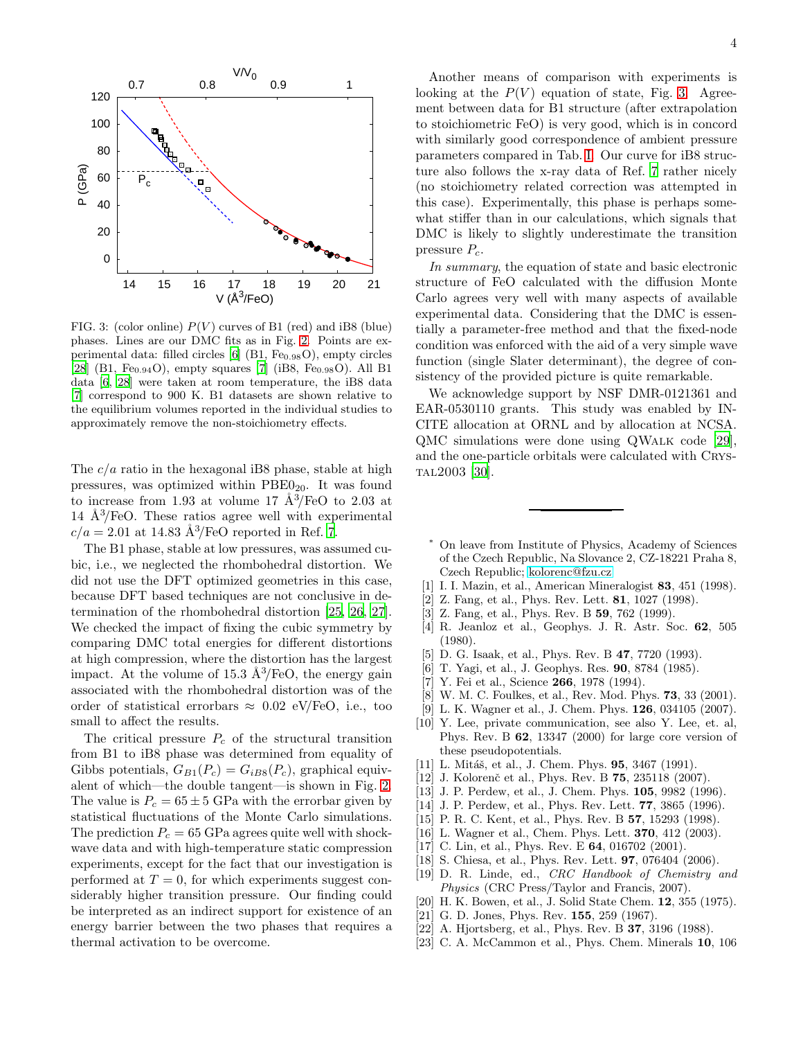FIG. 3: (color online) $P(V)$ curves of B1 (red) and iB8 (blue) phases. Lines are our DMC fits as in Fig. 2. Points are experimental data: filled circles [6] (B1, $Fe_{0.98}O$), empty circles [28] (B1, $Fe_{0.94}O$), empty squares [7] (iB8, $Fe_{0.98}O$). All B1 data [6, 28] were taken at room temperature, the iB8 data [7] correspond to 900 K. B1 datasets are shown relative to the equilibrium volumes reported in the individual studies to approximately remove the non-stoichiometry effects.

The $c/a$ ratio in the hexagonal iB8 phase, stable at high pressures, was optimized within $PBE0_{20}$. It was found to increase from 1.93 at volume 17 Å$^3$/FeO to 2.03 at 14 Å$^3$/FeO. These ratios agree well with experimental $c/a = 2.01$ at 14.83 Å$^3$/FeO reported in Ref. 7.

The B1 phase, stable at low pressures, was assumed cubic, i.e., we neglected the rhombohedral distortion. We did not use the DFT optimized geometries in this case, because DFT based techniques are not conclusive in determination of the rhombohedral distortion [25, 26, 27]. We checked the impact of fixing the cubic symmetry by comparing DMC total energies for different distortions at high compression, where the distortion has the largest impact. At the volume of 15.3 Å$^3$/FeO, the energy gain associated with the rhombohedral distortion was of the order of statistical errorbars $\approx$ 0.02 eV/FeO, i.e., too small to affect the results.

The critical pressure $P_c$ of the structural transition from B1 to iB8 phase was determined from equality of Gibbs potentials, $G_{B1}(P_c) = G_{iB8}(P_c)$, graphical equivalent of which—the double tangent—is shown in Fig. 2. The value is $P_c = 65 \pm 5$ GPa with the errorbar given by statistical fluctuations of the Monte Carlo simulations. The prediction $P_c = 65$ GPa agrees quite well with shock-wave data and with high-temperature static compression experiments, except for the fact that our investigation is performed at $T = 0$, for which experiments suggest considerably higher transition pressure. Our finding could be interpreted as an indirect support for existence of an energy barrier between the two phases that requires a thermal activation to be overcome.

Another means of comparison with experiments is looking at the $P(V)$ equation of state, Fig. 3. Agreement between data for B1 structure (after extrapolation to stoichiometric FeO) is very good, which is in concord with similarly good correspondence of ambient pressure parameters compared in Tab. I. Our curve for iB8 structure also follows the x-ray data of Ref. 7 rather nicely (no stoichiometry related correction was attempted in this case). Experimentally, this phase is perhaps somewhat stiffer than in our calculations, which signals that DMC is likely to slightly underestimate the transition pressure $P_c$.

*In summary*, the equation of state and basic electronic structure of FeO calculated with the diffusion Monte Carlo agrees very well with many aspects of available experimental data. Considering that the DMC is essentially a parameter-free method and that the fixed-node condition was enforced with the aid of a very simple wave function (single Slater determinant), the degree of consistency of the provided picture is quite remarkable.

We acknowledge support by NSF DMR-0121361 and EAR-0530110 grants. This study was enabled by INCITE allocation at ORNL and by allocation at NCSA. QMC simulations were done using QWalk code [29], and the one-particle orbitals were calculated with Crystal2003 [30].

---

\* On leave from Institute of Physics, Academy of Sciences of the Czech Republic, Na Slovance 2, CZ-18221 Praha 8, Czech Republic; kolorenc@fzu.cz

[1] I. I. Mazin, et al., American Mineralogist **83**, 451 (1998).
[2] Z. Fang, et al., Phys. Rev. Lett. **81**, 1027 (1998).
[3] Z. Fang, et al., Phys. Rev. B **59**, 762 (1999).
[4] R. Jeanloz et al., Geophys. J. R. Astr. Soc. **62**, 505 (1980).
[5] D. G. Isaak, et al., Phys. Rev. B **47**, 7720 (1993).
[6] T. Yagi, et al., J. Geophys. Res. **90**, 8784 (1985).
[7] Y. Fei et al., Science **266**, 1978 (1994).
[8] W. M. C. Foulkes, et al., Rev. Mod. Phys. **73**, 33 (2001).
[9] L. K. Wagner et al., J. Chem. Phys. **126**, 034105 (2007).
[10] Y. Lee, private communication, see also Y. Lee, et. al, Phys. Rev. B **62**, 13347 (2000) for large core version of these pseudopotentials.
[11] L. Mitáš, et al., J. Chem. Phys. **95**, 3467 (1991).
[12] J. Kolorenč et al., Phys. Rev. B **75**, 235118 (2007).
[13] J. P. Perdew, et al., J. Chem. Phys. **105**, 9982 (1996).
[14] J. P. Perdew, et al., Phys. Rev. Lett. **77**, 3865 (1996).
[15] P. R. C. Kent, et al., Phys. Rev. B **57**, 15293 (1998).
[16] L. Wagner et al., Chem. Phys. Lett. **370**, 412 (2003).
[17] C. Lin, et al., Phys. Rev. E **64**, 016702 (2001).
[18] S. Chiesa, et al., Phys. Rev. Lett. **97**, 076404 (2006).
[19] D. R. Linde, ed., *CRC Handbook of Chemistry and Physics* (CRC Press/Taylor and Francis, 2007).
[20] H. K. Bowen, et al., J. Solid State Chem. **12**, 355 (1975).
[21] G. D. Jones, Phys. Rev. **155**, 259 (1967).
[22] A. Hjortsberg, et al., Phys. Rev. B **37**, 3196 (1988).
[23] C. A. McCammon et al., Phys. Chem. Minerals **10**, 106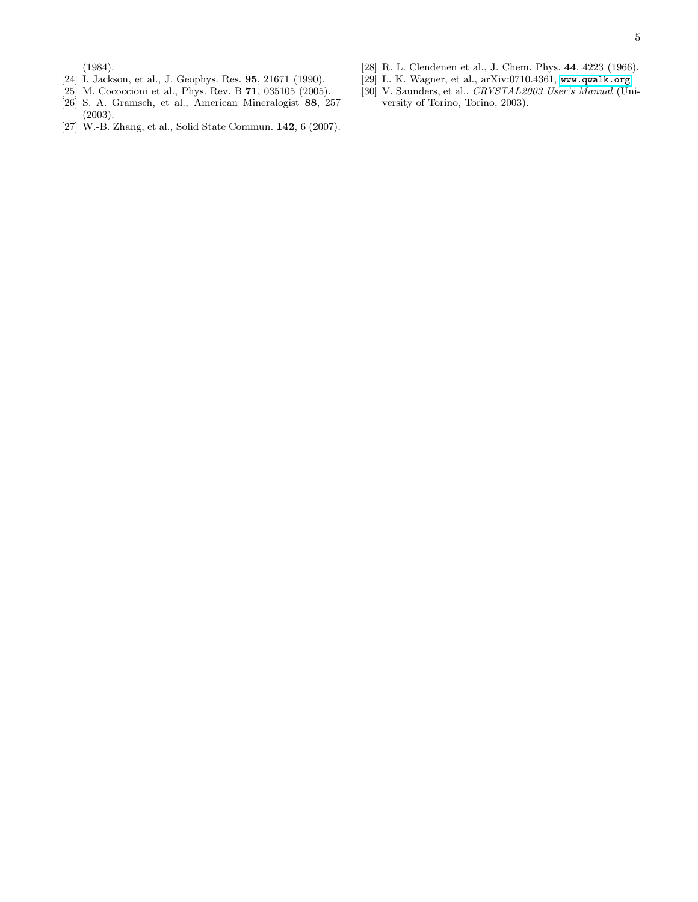(1984).

[24] I. Jackson, et al., J. Geophys. Res. **95**, 21671 (1990).

[25] M. Cococcioni et al., Phys. Rev. B **71**, 035105 (2005).

[26] S. A. Gramsch, et al., American Mineralogist **88**, 257 (2003).

[27] W.-B. Zhang, et al., Solid State Commun. **142**, 6 (2007).

[28] R. L. Clendenen et al., J. Chem. Phys. **44**, 4223 (1966).

[29] L. K. Wagner, et al., arXiv:0710.4361, `www.qwalk.org`.

[30] V. Saunders, et al., *CRYSTAL2003 User's Manual* (University of Torino, Torino, 2003).